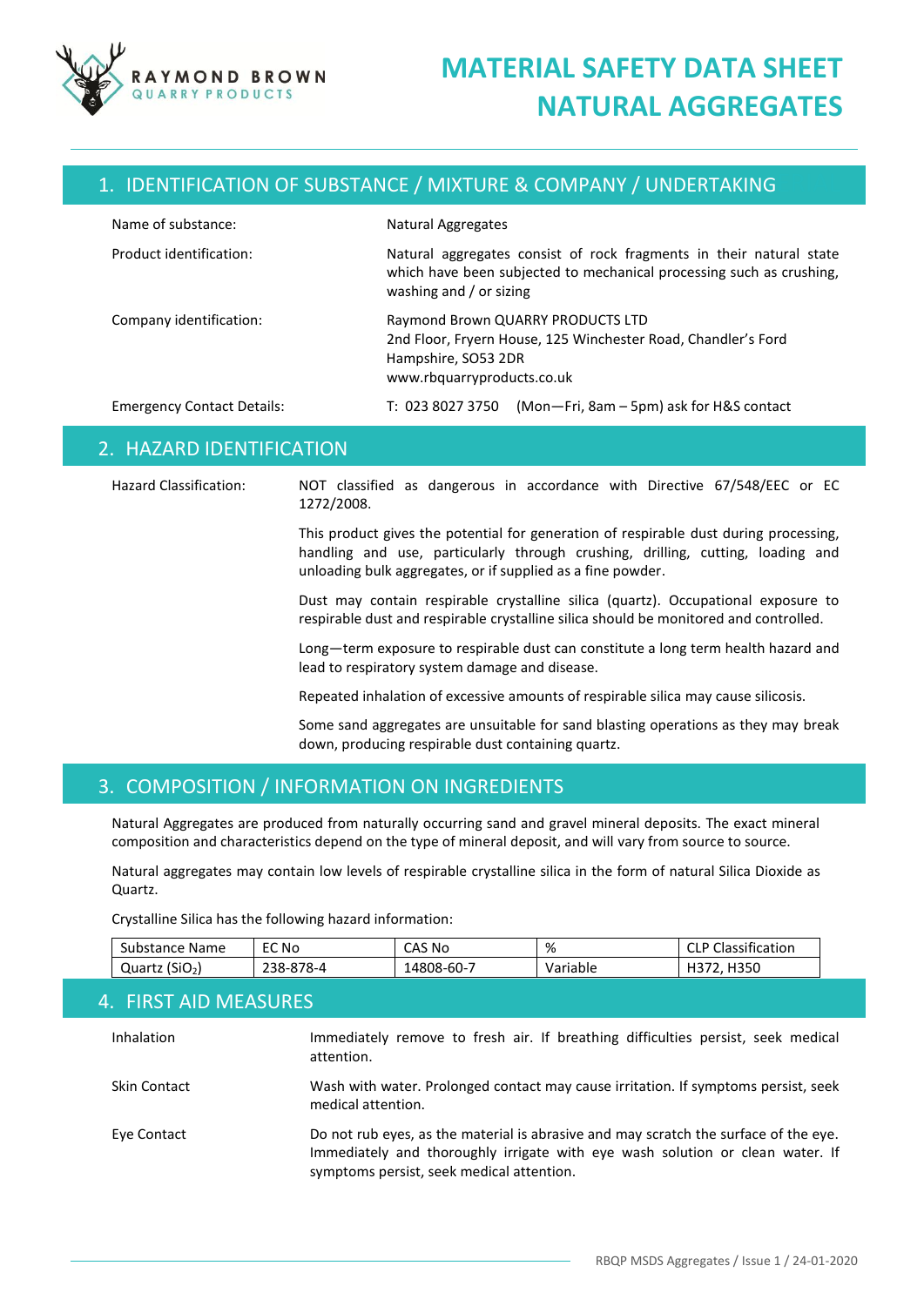# MATERIAL SAFETY DATA SHEET NATURAL AGGREGATES

## 1. IDENTIFICATION OF SUBSTANCE / MIXTURE & COMPANY / UNDERTAKING

| | |
|---|---|
| Name of substance: | Natural Aggregates |
| Product identification: | Natural aggregates consist of rock fragments in their natural state which have been subjected to mechanical processing such as crushing, washing and / or sizing |
| Company identification: | Raymond Brown QUARRY PRODUCTS LTD<br>2nd Floor, Fryern House, 125 Winchester Road, Chandler's Ford<br>Hampshire, SO53 2DR<br>www.rbquarryproducts.co.uk |
| Emergency Contact Details: | T: 023 8027 3750 (Mon—Fri, 8am – 5pm) ask for H&S contact |

## 2. HAZARD IDENTIFICATION

Hazard Classification: NOT classified as dangerous in accordance with Directive 67/548/EEC or EC 1272/2008.

This product gives the potential for generation of respirable dust during processing, handling and use, particularly through crushing, drilling, cutting, loading and unloading bulk aggregates, or if supplied as a fine powder.

Dust may contain respirable crystalline silica (quartz). Occupational exposure to respirable dust and respirable crystalline silica should be monitored and controlled.

Long—term exposure to respirable dust can constitute a long term health hazard and lead to respiratory system damage and disease.

Repeated inhalation of excessive amounts of respirable silica may cause silicosis.

Some sand aggregates are unsuitable for sand blasting operations as they may break down, producing respirable dust containing quartz.

## 3. COMPOSITION / INFORMATION ON INGREDIENTS

Natural Aggregates are produced from naturally occurring sand and gravel mineral deposits. The exact mineral composition and characteristics depend on the type of mineral deposit, and will vary from source to source.

Natural aggregates may contain low levels of respirable crystalline silica in the form of natural Silica Dioxide as Quartz.

Crystalline Silica has the following hazard information:

| Substance Name | EC No | CAS No | % | CLP Classification |
|---|---|---|---|---|
| Quartz ($SiO_2$) | 238-878-4 | 14808-60-7 | Variable | H372, H350 |

## 4. FIRST AID MEASURES

| | |
|---|---|
| Inhalation | Immediately remove to fresh air. If breathing difficulties persist, seek medical attention. |
| Skin Contact | Wash with water. Prolonged contact may cause irritation. If symptoms persist, seek medical attention. |
| Eye Contact | Do not rub eyes, as the material is abrasive and may scratch the surface of the eye. Immediately and thoroughly irrigate with eye wash solution or clean water. If symptoms persist, seek medical attention. |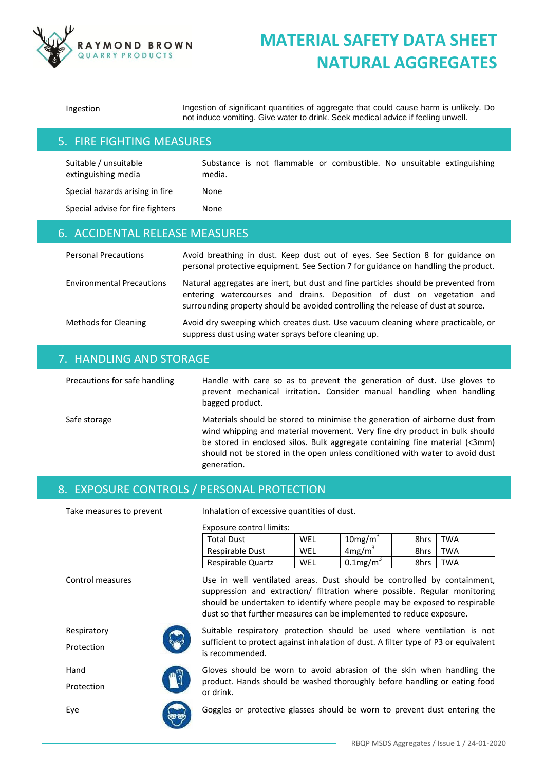| | |
|---|---|
| Ingestion | Ingestion of significant quantities of aggregate that could cause harm is unlikely. Do not induce vomiting. Give water to drink. Seek medical advice if feeling unwell. |

## 5. FIRE FIGHTING MEASURES

| | |
|---|---|
| Suitable / unsuitable extinguishing media | Substance is not flammable or combustible. No unsuitable extinguishing media. |
| Special hazards arising in fire | None |
| Special advise for fire fighters | None |

## 6. ACCIDENTAL RELEASE MEASURES

| | |
|---|---|
| Personal Precautions | Avoid breathing in dust. Keep dust out of eyes. See Section 8 for guidance on personal protective equipment. See Section 7 for guidance on handling the product. |
| Environmental Precautions | Natural aggregates are inert, but dust and fine particles should be prevented from entering watercourses and drains. Deposition of dust on vegetation and surrounding property should be avoided controlling the release of dust at source. |
| Methods for Cleaning | Avoid dry sweeping which creates dust. Use vacuum cleaning where practicable, or suppress dust using water sprays before cleaning up. |

## 7. HANDLING AND STORAGE

| | |
|---|---|
| Precautions for safe handling | Handle with care so as to prevent the generation of dust. Use gloves to prevent mechanical irritation. Consider manual handling when handling bagged product. |
| Safe storage | Materials should be stored to minimise the generation of airborne dust from wind whipping and material movement. Very fine dry product in bulk should be stored in enclosed silos. Bulk aggregate containing fine material (<3mm) should not be stored in the open unless conditioned with water to avoid dust generation. |

## 8. EXPOSURE CONTROLS / PERSONAL PROTECTION

Take measures to prevent: Inhalation of excessive quantities of dust.

Exposure control limits:

| | | | | |
|---|---|---|---|---|
| Total Dust | WEL | $10mg/m^3$ | 8hrs | TWA |
| Respirable Dust | WEL | $4mg/m^3$ | 8hrs | TWA |
| Respirable Quartz | WEL | $0.1mg/m^3$ | 8hrs | TWA |

| | |
|---|---|
| Control measures | Use in well ventilated areas. Dust should be controlled by containment, suppression and extraction/ filtration where possible. Regular monitoring should be undertaken to identify where people may be exposed to respirable dust so that further measures can be implemented to reduce exposure. |
| Respiratory Protection | Suitable respiratory protection should be used where ventilation is not sufficient to protect against inhalation of dust. A filter type of P3 or equivalent is recommended. |
| Hand Protection | Gloves should be worn to avoid abrasion of the skin when handling the product. Hands should be washed thoroughly before handling or eating food or drink. |
| Eye | Goggles or protective glasses should be worn to prevent dust entering the |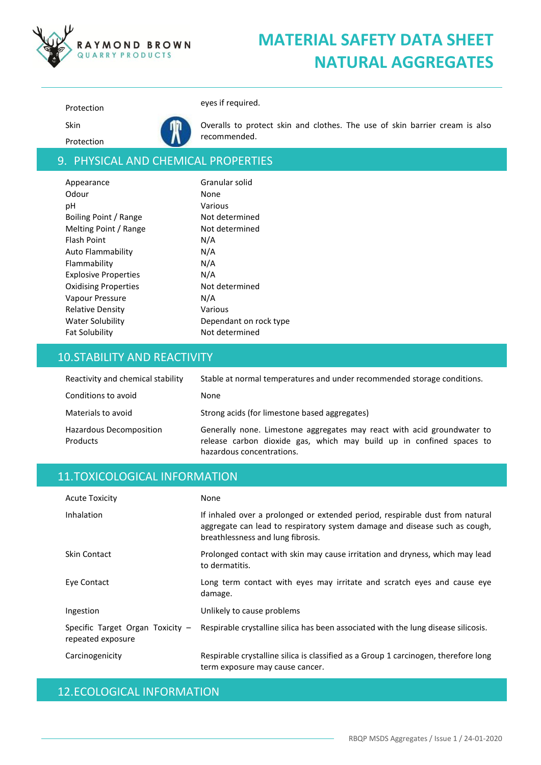| | |
|---|---|
| Protection | eyes if required. |
| Skin Protection | Overalls to protect skin and clothes. The use of skin barrier cream is also recommended. |

## 9. PHYSICAL AND CHEMICAL PROPERTIES

| | |
|---|---|
| Appearance | Granular solid |
| Odour | None |
| pH | Various |
| Boiling Point / Range | Not determined |
| Melting Point / Range | Not determined |
| Flash Point | N/A |
| Auto Flammability | N/A |
| Flammability | N/A |
| Explosive Properties | N/A |
| Oxidising Properties | Not determined |
| Vapour Pressure | N/A |
| Relative Density | Various |
| Water Solubility | Dependant on rock type |
| Fat Solubility | Not determined |

## 10. STABILITY AND REACTIVITY

| | |
|---|---|
| Reactivity and chemical stability | Stable at normal temperatures and under recommended storage conditions. |
| Conditions to avoid | None |
| Materials to avoid | Strong acids (for limestone based aggregates) |
| Hazardous Decomposition Products | Generally none. Limestone aggregates may react with acid groundwater to release carbon dioxide gas, which may build up in confined spaces to hazardous concentrations. |

## 11. TOXICOLOGICAL INFORMATION

| | |
|---|---|
| Acute Toxicity | None |
| Inhalation | If inhaled over a prolonged or extended period, respirable dust from natural aggregate can lead to respiratory system damage and disease such as cough, breathlessness and lung fibrosis. |
| Skin Contact | Prolonged contact with skin may cause irritation and dryness, which may lead to dermatitis. |
| Eye Contact | Long term contact with eyes may irritate and scratch eyes and cause eye damage. |
| Ingestion | Unlikely to cause problems |
| Specific Target Organ Toxicity – repeated exposure | Respirable crystalline silica has been associated with the lung disease silicosis. |
| Carcinogenicity | Respirable crystalline silica is classified as a Group 1 carcinogen, therefore long term exposure may cause cancer. |

## 12. ECOLOGICAL INFORMATION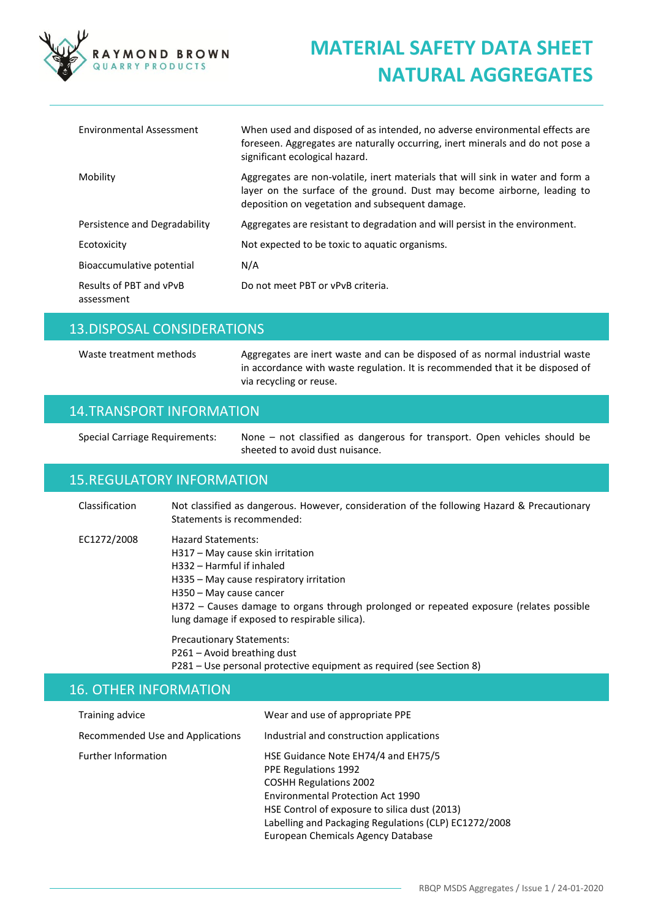| | |
|---|---|
| Environmental Assessment | When used and disposed of as intended, no adverse environmental effects are foreseen. Aggregates are naturally occurring, inert minerals and do not pose a significant ecological hazard. |
| Mobility | Aggregates are non-volatile, inert materials that will sink in water and form a layer on the surface of the ground. Dust may become airborne, leading to deposition on vegetation and subsequent damage. |
| Persistence and Degradability | Aggregates are resistant to degradation and will persist in the environment. |
| Ecotoxicity | Not expected to be toxic to aquatic organisms. |
| Bioaccumulative potential | N/A |
| Results of PBT and vPvB assessment | Do not meet PBT or vPvB criteria. |

## 13. DISPOSAL CONSIDERATIONS

| | |
|---|---|
| Waste treatment methods | Aggregates are inert waste and can be disposed of as normal industrial waste in accordance with waste regulation. It is recommended that it be disposed of via recycling or reuse. |

## 14. TRANSPORT INFORMATION

| | |
|---|---|
| Special Carriage Requirements: | None – not classified as dangerous for transport. Open vehicles should be sheeted to avoid dust nuisance. |

## 15. REGULATORY INFORMATION

**Classification**

Not classified as dangerous. However, consideration of the following Hazard & Precautionary Statements is recommended:

**EC1272/2008**

Hazard Statements:
- H317 – May cause skin irritation
- H332 – Harmful if inhaled
- H335 – May cause respiratory irritation
- H350 – May cause cancer
- H372 – Causes damage to organs through prolonged or repeated exposure (relates possible lung damage if exposed to respirable silica).

Precautionary Statements:
- P261 – Avoid breathing dust
- P281 – Use personal protective equipment as required (see Section 8)

## 16. OTHER INFORMATION

**Training advice**

Wear and use of appropriate PPE

**Recommended Use and Applications**

Industrial and construction applications

**Further Information**

- HSE Guidance Note EH74/4 and EH75/5
- PPE Regulations 1992
- COSHH Regulations 2002
- Environmental Protection Act 1990
- HSE Control of exposure to silica dust (2013)
- Labelling and Packaging Regulations (CLP) EC1272/2008
- European Chemicals Agency Database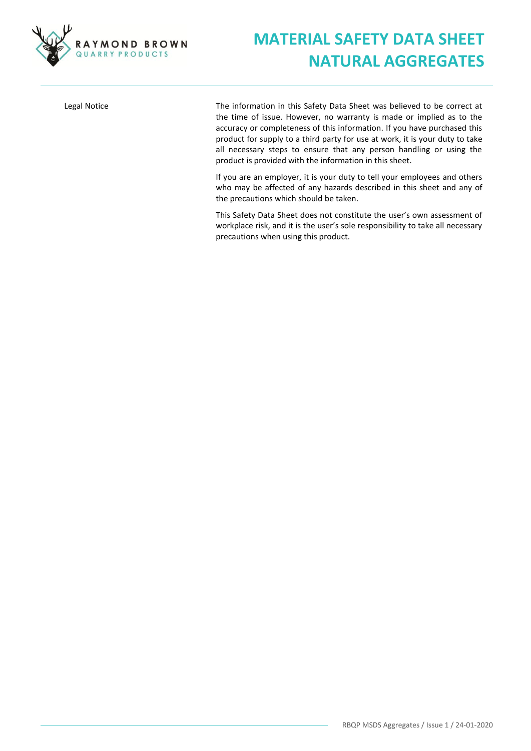| | |
|---|---|
| Legal Notice | The information in this Safety Data Sheet was believed to be correct at the time of issue. However, no warranty is made or implied as to the accuracy or completeness of this information. If you have purchased this product for supply to a third party for use at work, it is your duty to take all necessary steps to ensure that any person handling or using the product is provided with the information in this sheet.<br><br>If you are an employer, it is your duty to tell your employees and others who may be affected of any hazards described in this sheet and any of the precautions which should be taken.<br><br>This Safety Data Sheet does not constitute the user's own assessment of workplace risk, and it is the user's sole responsibility to take all necessary precautions when using this product. |